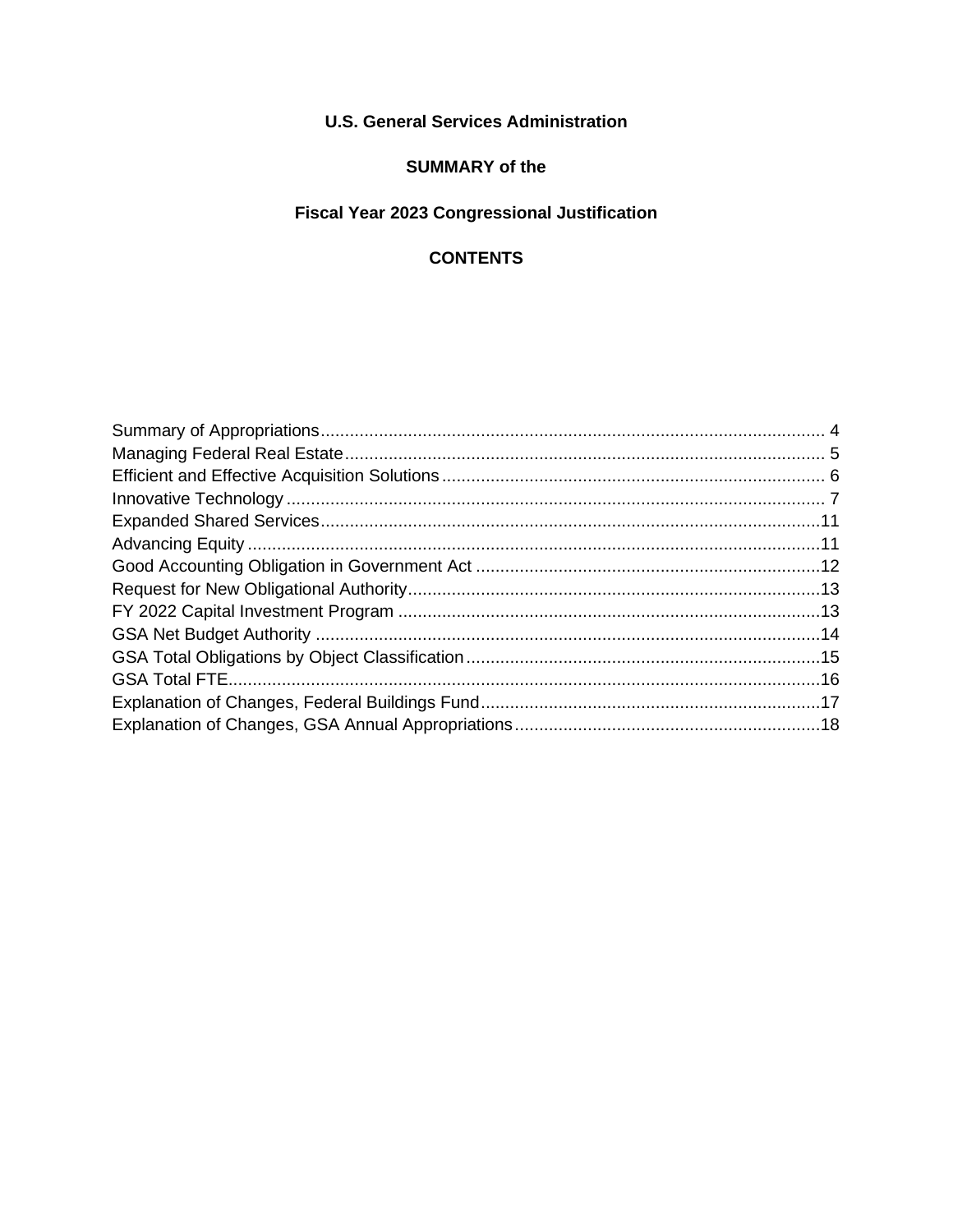**U.S. General Services Administration**

**SUMMARY of the**

**Fiscal Year 2023 Congressional Justification**

**CONTENTS**

Summary of Appropriations........................................................................................................ 4
Managing Federal Real Estate................................................................................................... 5
Efficient and Effective Acquisition Solutions............................................................................... 6
Innovative Technology ............................................................................................................... 7
Expanded Shared Services.......................................................................................................11
Advancing Equity ......................................................................................................................11
Good Accounting Obligation in Government Act .......................................................................12
Request for New Obligational Authority.....................................................................................13
FY 2022 Capital Investment Program .......................................................................................13
GSA Net Budget Authority ........................................................................................................14
GSA Total Obligations by Object Classification.........................................................................15
GSA Total FTE..........................................................................................................................16
Explanation of Changes, Federal Buildings Fund......................................................................17
Explanation of Changes, GSA Annual Appropriations...............................................................18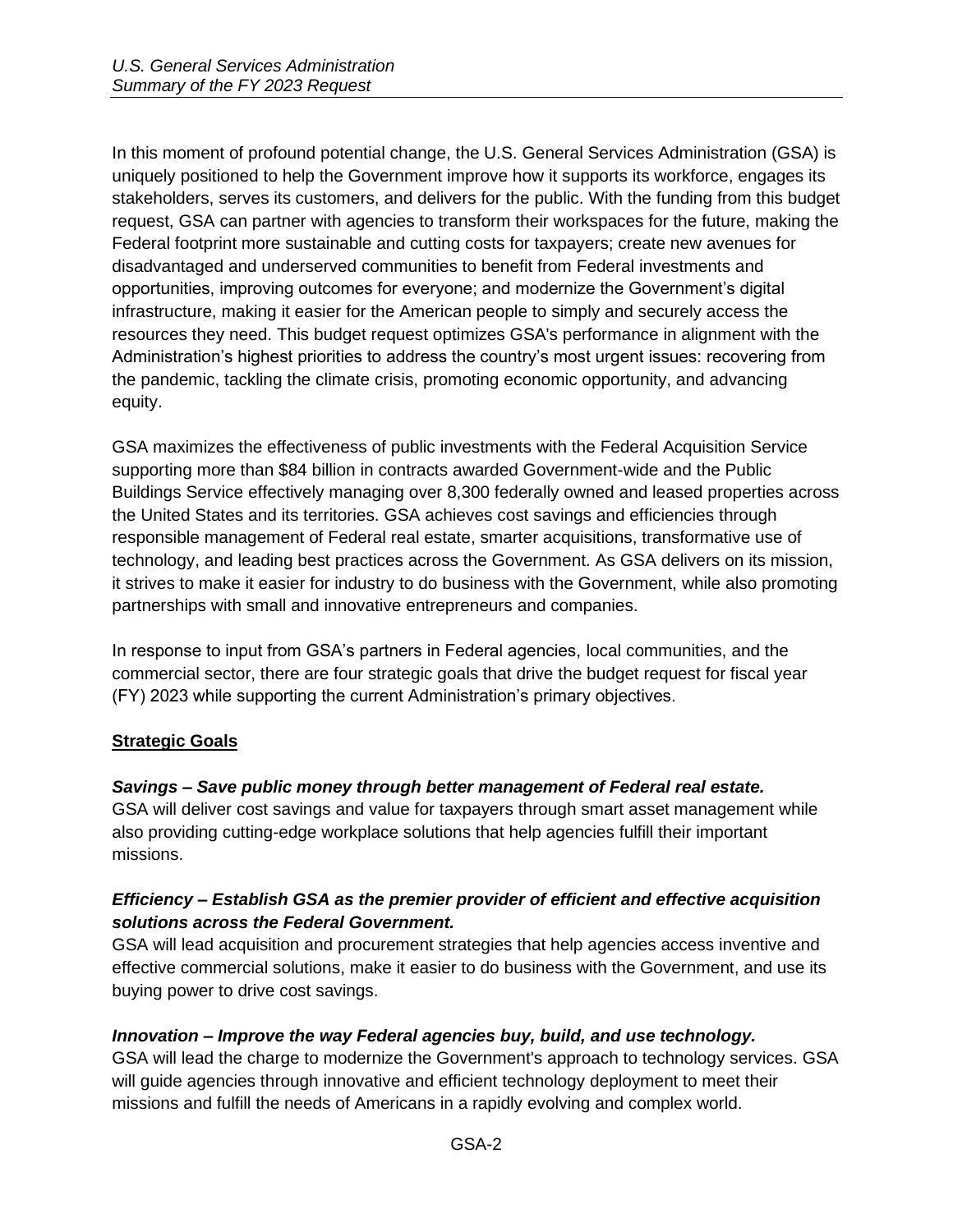In this moment of profound potential change, the U.S. General Services Administration (GSA) is uniquely positioned to help the Government improve how it supports its workforce, engages its stakeholders, serves its customers, and delivers for the public. With the funding from this budget request, GSA can partner with agencies to transform their workspaces for the future, making the Federal footprint more sustainable and cutting costs for taxpayers; create new avenues for disadvantaged and underserved communities to benefit from Federal investments and opportunities, improving outcomes for everyone; and modernize the Government's digital infrastructure, making it easier for the American people to simply and securely access the resources they need. This budget request optimizes GSA's performance in alignment with the Administration's highest priorities to address the country's most urgent issues: recovering from the pandemic, tackling the climate crisis, promoting economic opportunity, and advancing equity.

GSA maximizes the effectiveness of public investments with the Federal Acquisition Service supporting more than $84 billion in contracts awarded Government-wide and the Public Buildings Service effectively managing over 8,300 federally owned and leased properties across the United States and its territories. GSA achieves cost savings and efficiencies through responsible management of Federal real estate, smarter acquisitions, transformative use of technology, and leading best practices across the Government. As GSA delivers on its mission, it strives to make it easier for industry to do business with the Government, while also promoting partnerships with small and innovative entrepreneurs and companies.

In response to input from GSA's partners in Federal agencies, local communities, and the commercial sector, there are four strategic goals that drive the budget request for fiscal year (FY) 2023 while supporting the current Administration's primary objectives.

## Strategic Goals

***Savings – Save public money through better management of Federal real estate.***
GSA will deliver cost savings and value for taxpayers through smart asset management while also providing cutting-edge workplace solutions that help agencies fulfill their important missions.

***Efficiency – Establish GSA as the premier provider of efficient and effective acquisition solutions across the Federal Government.***
GSA will lead acquisition and procurement strategies that help agencies access inventive and effective commercial solutions, make it easier to do business with the Government, and use its buying power to drive cost savings.

***Innovation – Improve the way Federal agencies buy, build, and use technology.***
GSA will lead the charge to modernize the Government's approach to technology services. GSA will guide agencies through innovative and efficient technology deployment to meet their missions and fulfill the needs of Americans in a rapidly evolving and complex world.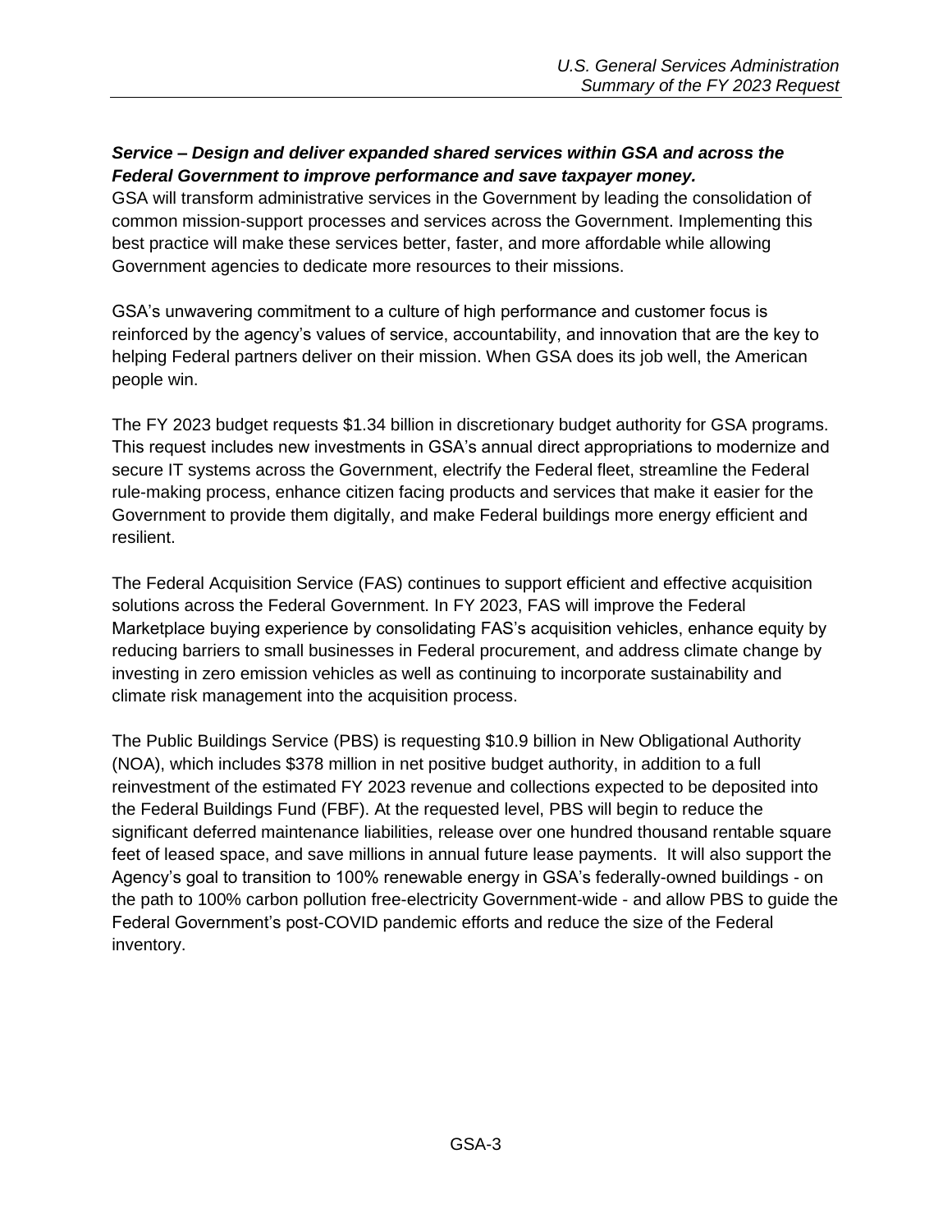***Service – Design and deliver expanded shared services within GSA and across the Federal Government to improve performance and save taxpayer money.***

GSA will transform administrative services in the Government by leading the consolidation of common mission-support processes and services across the Government. Implementing this best practice will make these services better, faster, and more affordable while allowing Government agencies to dedicate more resources to their missions.

GSA's unwavering commitment to a culture of high performance and customer focus is reinforced by the agency's values of service, accountability, and innovation that are the key to helping Federal partners deliver on their mission. When GSA does its job well, the American people win.

The FY 2023 budget requests $1.34 billion in discretionary budget authority for GSA programs. This request includes new investments in GSA's annual direct appropriations to modernize and secure IT systems across the Government, electrify the Federal fleet, streamline the Federal rule-making process, enhance citizen facing products and services that make it easier for the Government to provide them digitally, and make Federal buildings more energy efficient and resilient.

The Federal Acquisition Service (FAS) continues to support efficient and effective acquisition solutions across the Federal Government. In FY 2023, FAS will improve the Federal Marketplace buying experience by consolidating FAS's acquisition vehicles, enhance equity by reducing barriers to small businesses in Federal procurement, and address climate change by investing in zero emission vehicles as well as continuing to incorporate sustainability and climate risk management into the acquisition process.

The Public Buildings Service (PBS) is requesting $10.9 billion in New Obligational Authority (NOA), which includes $378 million in net positive budget authority, in addition to a full reinvestment of the estimated FY 2023 revenue and collections expected to be deposited into the Federal Buildings Fund (FBF). At the requested level, PBS will begin to reduce the significant deferred maintenance liabilities, release over one hundred thousand rentable square feet of leased space, and save millions in annual future lease payments. It will also support the Agency's goal to transition to 100% renewable energy in GSA's federally-owned buildings - on the path to 100% carbon pollution free-electricity Government-wide - and allow PBS to guide the Federal Government's post-COVID pandemic efforts and reduce the size of the Federal inventory.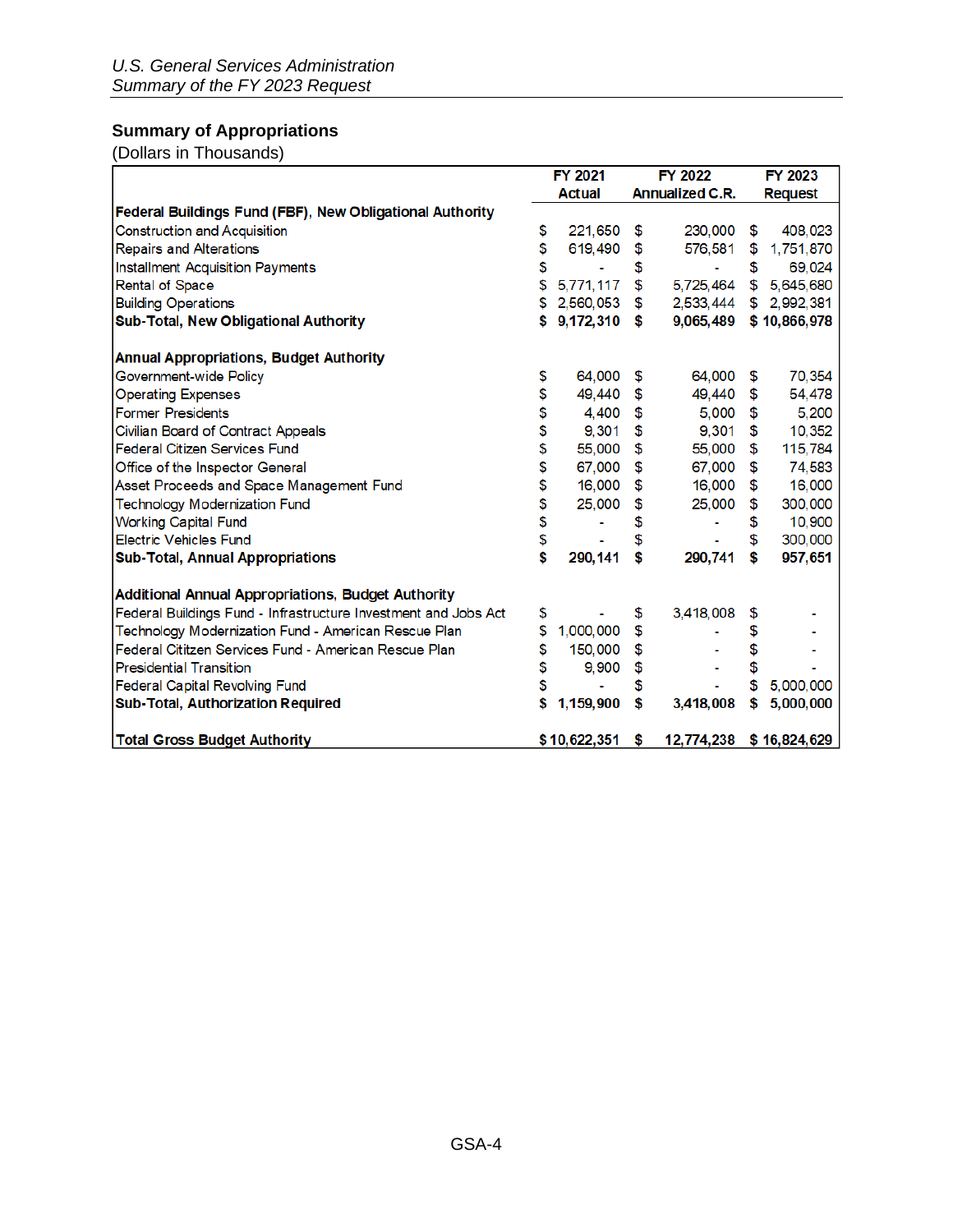## Summary of Appropriations

(Dollars in Thousands)

| | FY 2021 Actual | FY 2022 Annualized C.R. | FY 2023 Request |
|---|---|---|---|
| **Federal Buildings Fund (FBF), New Obligational Authority** | | | |
| Construction and Acquisition | $ 221,650 | $ 230,000 | $ 408,023 |
| Repairs and Alterations | $ 619,490 | $ 576,581 | $ 1,751,870 |
| Installment Acquisition Payments | $ - | $ - | $ 69,024 |
| Rental of Space | $ 5,771,117 | $ 5,725,464 | $ 5,645,680 |
| Building Operations | $ 2,560,053 | $ 2,533,444 | $ 2,992,381 |
| **Sub-Total, New Obligational Authority** | **$ 9,172,310** | **$ 9,065,489** | **$ 10,866,978** |
| | | | |
| **Annual Appropriations, Budget Authority** | | | |
| Government-wide Policy | $ 64,000 | $ 64,000 | $ 70,354 |
| Operating Expenses | $ 49,440 | $ 49,440 | $ 54,478 |
| Former Presidents | $ 4,400 | $ 5,000 | $ 5,200 |
| Civilian Board of Contract Appeals | $ 9,301 | $ 9,301 | $ 10,352 |
| Federal Citizen Services Fund | $ 55,000 | $ 55,000 | $ 115,784 |
| Office of the Inspector General | $ 67,000 | $ 67,000 | $ 74,583 |
| Asset Proceeds and Space Management Fund | $ 16,000 | $ 16,000 | $ 16,000 |
| Technology Modernization Fund | $ 25,000 | $ 25,000 | $ 300,000 |
| Working Capital Fund | $ - | $ - | $ 10,900 |
| Electric Vehicles Fund | $ - | $ - | $ 300,000 |
| **Sub-Total, Annual Appropriations** | **$ 290,141** | **$ 290,741** | **$ 957,651** |
| | | | |
| **Additional Annual Appropriations, Budget Authority** | | | |
| Federal Buildings Fund - Infrastructure Investment and Jobs Act | $ - | $ 3,418,008 | $ - |
| Technology Modernization Fund - American Rescue Plan | $ 1,000,000 | $ - | $ - |
| Federal Cititzen Services Fund - American Rescue Plan | $ 150,000 | $ - | $ - |
| Presidential Transition | $ 9,900 | $ - | $ - |
| Federal Capital Revolving Fund | $ - | $ - | $ 5,000,000 |
| **Sub-Total, Authorization Required** | **$ 1,159,900** | **$ 3,418,008** | **$ 5,000,000** |
| | | | |
| **Total Gross Budget Authority** | **$ 10,622,351** | **$ 12,774,238** | **$ 16,824,629** |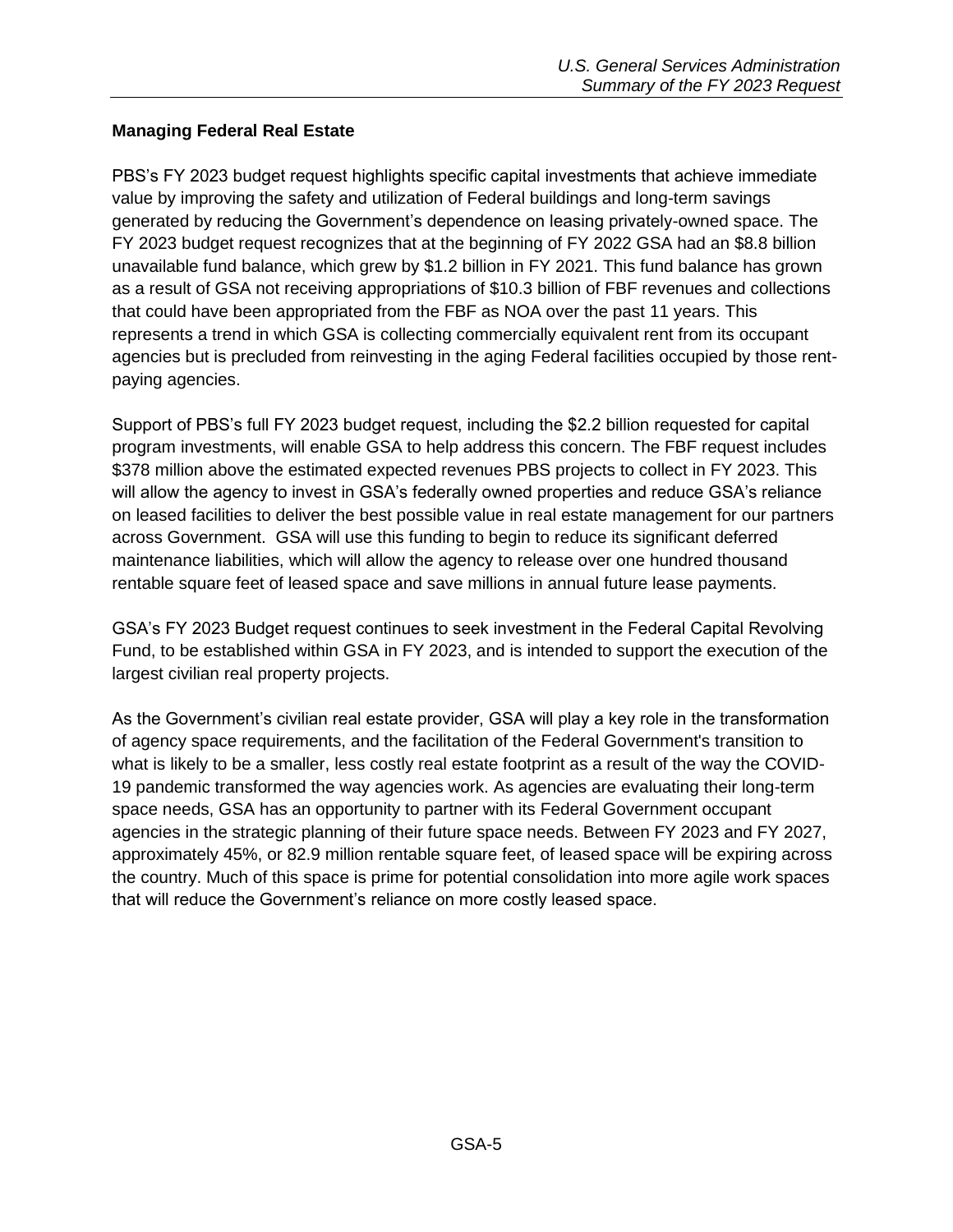## Managing Federal Real Estate

PBS's FY 2023 budget request highlights specific capital investments that achieve immediate value by improving the safety and utilization of Federal buildings and long-term savings generated by reducing the Government's dependence on leasing privately-owned space. The FY 2023 budget request recognizes that at the beginning of FY 2022 GSA had an $8.8 billion unavailable fund balance, which grew by $1.2 billion in FY 2021. This fund balance has grown as a result of GSA not receiving appropriations of $10.3 billion of FBF revenues and collections that could have been appropriated from the FBF as NOA over the past 11 years. This represents a trend in which GSA is collecting commercially equivalent rent from its occupant agencies but is precluded from reinvesting in the aging Federal facilities occupied by those rent-paying agencies.

Support of PBS's full FY 2023 budget request, including the $2.2 billion requested for capital program investments, will enable GSA to help address this concern. The FBF request includes $378 million above the estimated expected revenues PBS projects to collect in FY 2023. This will allow the agency to invest in GSA's federally owned properties and reduce GSA's reliance on leased facilities to deliver the best possible value in real estate management for our partners across Government. GSA will use this funding to begin to reduce its significant deferred maintenance liabilities, which will allow the agency to release over one hundred thousand rentable square feet of leased space and save millions in annual future lease payments.

GSA's FY 2023 Budget request continues to seek investment in the Federal Capital Revolving Fund, to be established within GSA in FY 2023, and is intended to support the execution of the largest civilian real property projects.

As the Government's civilian real estate provider, GSA will play a key role in the transformation of agency space requirements, and the facilitation of the Federal Government's transition to what is likely to be a smaller, less costly real estate footprint as a result of the way the COVID-19 pandemic transformed the way agencies work. As agencies are evaluating their long-term space needs, GSA has an opportunity to partner with its Federal Government occupant agencies in the strategic planning of their future space needs. Between FY 2023 and FY 2027, approximately 45%, or 82.9 million rentable square feet, of leased space will be expiring across the country. Much of this space is prime for potential consolidation into more agile work spaces that will reduce the Government's reliance on more costly leased space.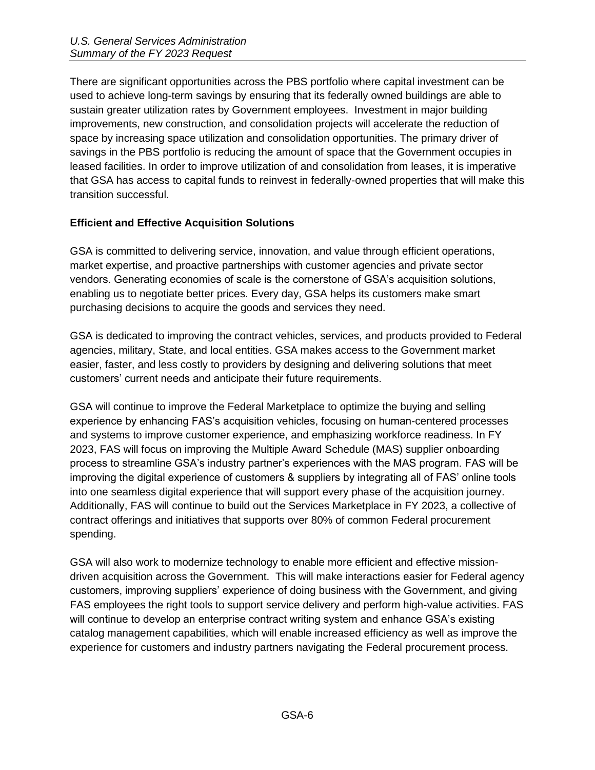There are significant opportunities across the PBS portfolio where capital investment can be used to achieve long-term savings by ensuring that its federally owned buildings are able to sustain greater utilization rates by Government employees. Investment in major building improvements, new construction, and consolidation projects will accelerate the reduction of space by increasing space utilization and consolidation opportunities. The primary driver of savings in the PBS portfolio is reducing the amount of space that the Government occupies in leased facilities. In order to improve utilization of and consolidation from leases, it is imperative that GSA has access to capital funds to reinvest in federally-owned properties that will make this transition successful.

**Efficient and Effective Acquisition Solutions**

GSA is committed to delivering service, innovation, and value through efficient operations, market expertise, and proactive partnerships with customer agencies and private sector vendors. Generating economies of scale is the cornerstone of GSA's acquisition solutions, enabling us to negotiate better prices. Every day, GSA helps its customers make smart purchasing decisions to acquire the goods and services they need.

GSA is dedicated to improving the contract vehicles, services, and products provided to Federal agencies, military, State, and local entities. GSA makes access to the Government market easier, faster, and less costly to providers by designing and delivering solutions that meet customers' current needs and anticipate their future requirements.

GSA will continue to improve the Federal Marketplace to optimize the buying and selling experience by enhancing FAS's acquisition vehicles, focusing on human-centered processes and systems to improve customer experience, and emphasizing workforce readiness. In FY 2023, FAS will focus on improving the Multiple Award Schedule (MAS) supplier onboarding process to streamline GSA's industry partner's experiences with the MAS program. FAS will be improving the digital experience of customers & suppliers by integrating all of FAS' online tools into one seamless digital experience that will support every phase of the acquisition journey. Additionally, FAS will continue to build out the Services Marketplace in FY 2023, a collective of contract offerings and initiatives that supports over 80% of common Federal procurement spending.

GSA will also work to modernize technology to enable more efficient and effective mission-driven acquisition across the Government. This will make interactions easier for Federal agency customers, improving suppliers' experience of doing business with the Government, and giving FAS employees the right tools to support service delivery and perform high-value activities. FAS will continue to develop an enterprise contract writing system and enhance GSA's existing catalog management capabilities, which will enable increased efficiency as well as improve the experience for customers and industry partners navigating the Federal procurement process.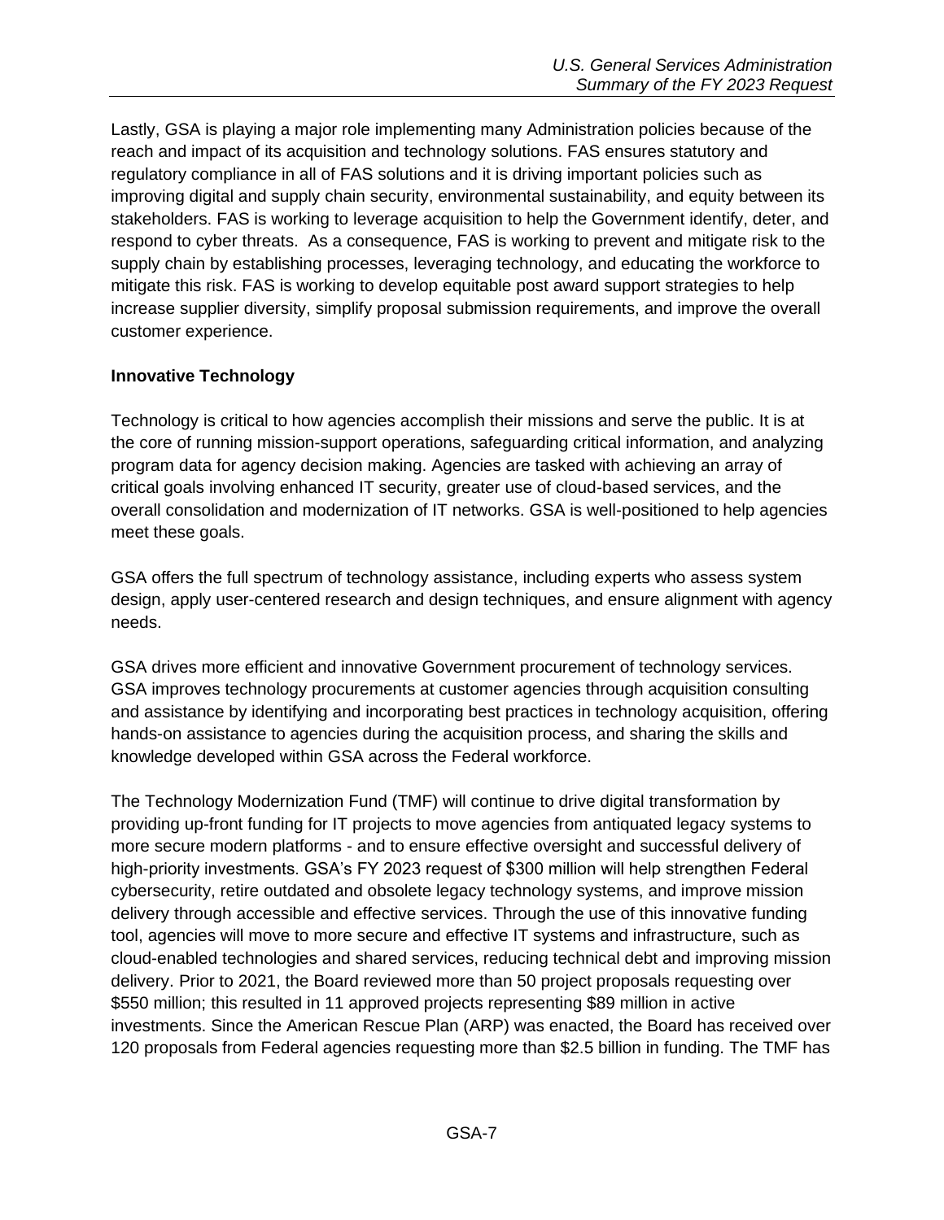Lastly, GSA is playing a major role implementing many Administration policies because of the reach and impact of its acquisition and technology solutions. FAS ensures statutory and regulatory compliance in all of FAS solutions and it is driving important policies such as improving digital and supply chain security, environmental sustainability, and equity between its stakeholders. FAS is working to leverage acquisition to help the Government identify, deter, and respond to cyber threats. As a consequence, FAS is working to prevent and mitigate risk to the supply chain by establishing processes, leveraging technology, and educating the workforce to mitigate this risk. FAS is working to develop equitable post award support strategies to help increase supplier diversity, simplify proposal submission requirements, and improve the overall customer experience.

**Innovative Technology**

Technology is critical to how agencies accomplish their missions and serve the public. It is at the core of running mission-support operations, safeguarding critical information, and analyzing program data for agency decision making. Agencies are tasked with achieving an array of critical goals involving enhanced IT security, greater use of cloud-based services, and the overall consolidation and modernization of IT networks. GSA is well-positioned to help agencies meet these goals.

GSA offers the full spectrum of technology assistance, including experts who assess system design, apply user-centered research and design techniques, and ensure alignment with agency needs.

GSA drives more efficient and innovative Government procurement of technology services. GSA improves technology procurements at customer agencies through acquisition consulting and assistance by identifying and incorporating best practices in technology acquisition, offering hands-on assistance to agencies during the acquisition process, and sharing the skills and knowledge developed within GSA across the Federal workforce.

The Technology Modernization Fund (TMF) will continue to drive digital transformation by providing up-front funding for IT projects to move agencies from antiquated legacy systems to more secure modern platforms - and to ensure effective oversight and successful delivery of high-priority investments. GSA's FY 2023 request of $300 million will help strengthen Federal cybersecurity, retire outdated and obsolete legacy technology systems, and improve mission delivery through accessible and effective services. Through the use of this innovative funding tool, agencies will move to more secure and effective IT systems and infrastructure, such as cloud-enabled technologies and shared services, reducing technical debt and improving mission delivery. Prior to 2021, the Board reviewed more than 50 project proposals requesting over $550 million; this resulted in 11 approved projects representing $89 million in active investments. Since the American Rescue Plan (ARP) was enacted, the Board has received over 120 proposals from Federal agencies requesting more than $2.5 billion in funding. The TMF has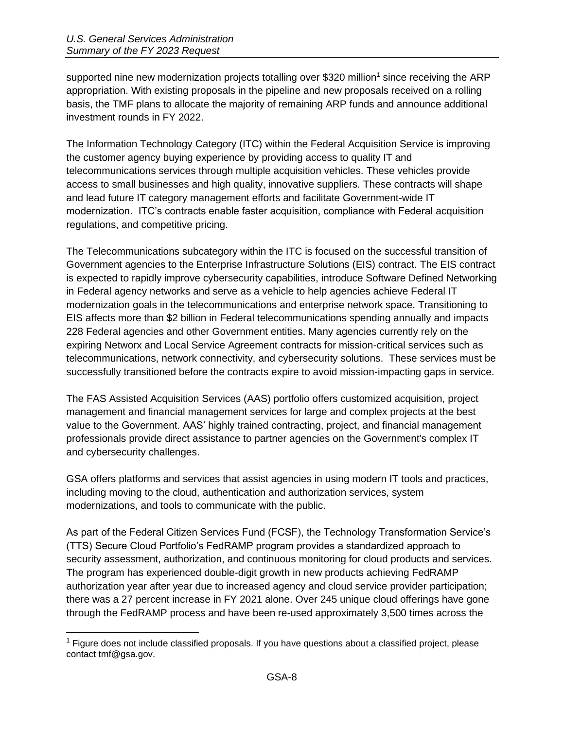supported nine new modernization projects totalling over $320 million[1] since receiving the ARP appropriation. With existing proposals in the pipeline and new proposals received on a rolling basis, the TMF plans to allocate the majority of remaining ARP funds and announce additional investment rounds in FY 2022.

The Information Technology Category (ITC) within the Federal Acquisition Service is improving the customer agency buying experience by providing access to quality IT and telecommunications services through multiple acquisition vehicles. These vehicles provide access to small businesses and high quality, innovative suppliers. These contracts will shape and lead future IT category management efforts and facilitate Government-wide IT modernization. ITC's contracts enable faster acquisition, compliance with Federal acquisition regulations, and competitive pricing.

The Telecommunications subcategory within the ITC is focused on the successful transition of Government agencies to the Enterprise Infrastructure Solutions (EIS) contract. The EIS contract is expected to rapidly improve cybersecurity capabilities, introduce Software Defined Networking in Federal agency networks and serve as a vehicle to help agencies achieve Federal IT modernization goals in the telecommunications and enterprise network space. Transitioning to EIS affects more than $2 billion in Federal telecommunications spending annually and impacts 228 Federal agencies and other Government entities. Many agencies currently rely on the expiring Networx and Local Service Agreement contracts for mission-critical services such as telecommunications, network connectivity, and cybersecurity solutions. These services must be successfully transitioned before the contracts expire to avoid mission-impacting gaps in service.

The FAS Assisted Acquisition Services (AAS) portfolio offers customized acquisition, project management and financial management services for large and complex projects at the best value to the Government. AAS' highly trained contracting, project, and financial management professionals provide direct assistance to partner agencies on the Government's complex IT and cybersecurity challenges.

GSA offers platforms and services that assist agencies in using modern IT tools and practices, including moving to the cloud, authentication and authorization services, system modernizations, and tools to communicate with the public.

As part of the Federal Citizen Services Fund (FCSF), the Technology Transformation Service's (TTS) Secure Cloud Portfolio's FedRAMP program provides a standardized approach to security assessment, authorization, and continuous monitoring for cloud products and services. The program has experienced double-digit growth in new products achieving FedRAMP authorization year after year due to increased agency and cloud service provider participation; there was a 27 percent increase in FY 2021 alone. Over 245 unique cloud offerings have gone through the FedRAMP process and have been re-used approximately 3,500 times across the

[1] Figure does not include classified proposals. If you have questions about a classified project, please contact tmf@gsa.gov.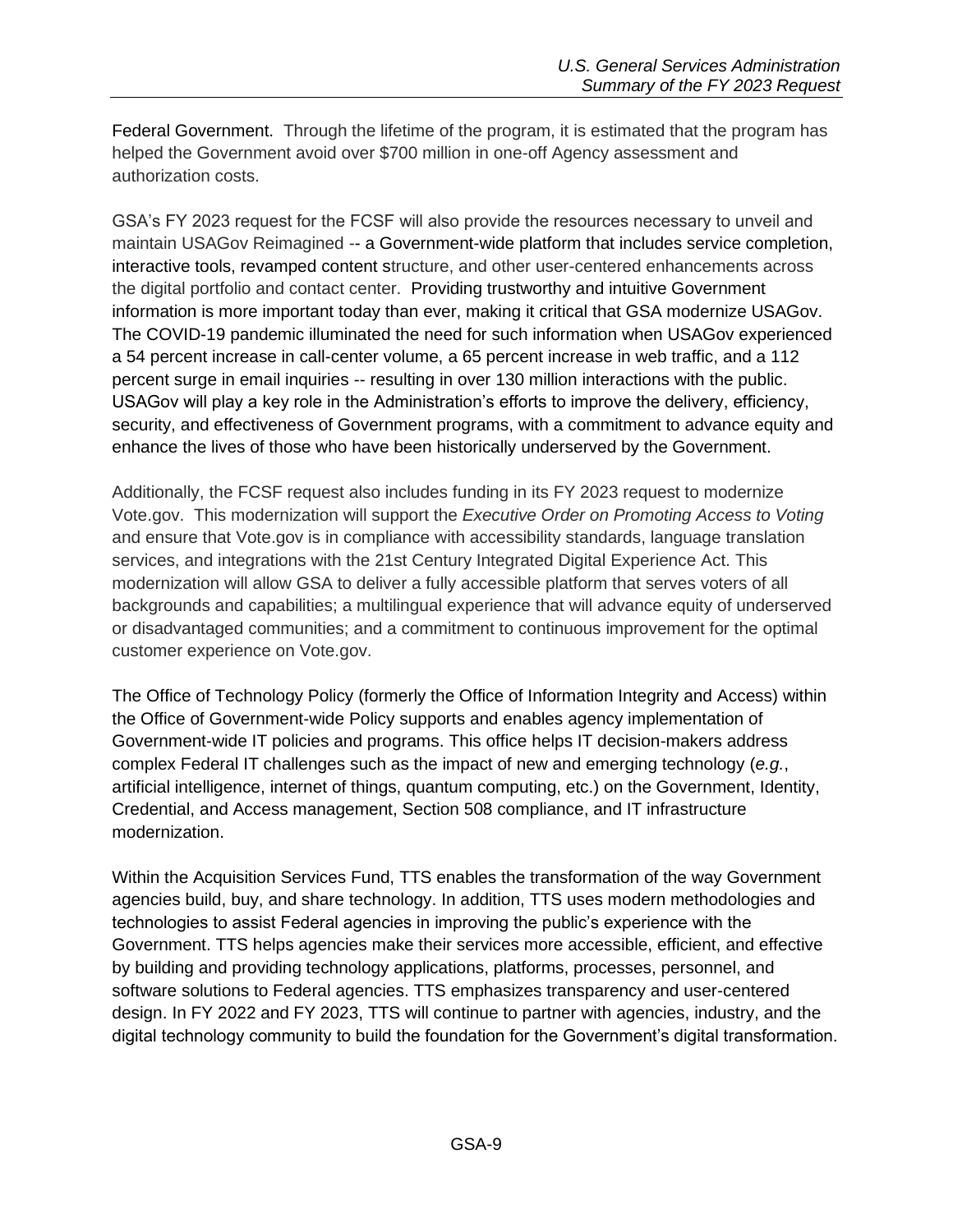Federal Government. Through the lifetime of the program, it is estimated that the program has helped the Government avoid over $700 million in one-off Agency assessment and authorization costs.

GSA's FY 2023 request for the FCSF will also provide the resources necessary to unveil and maintain USAGov Reimagined -- a Government-wide platform that includes service completion, interactive tools, revamped content structure, and other user-centered enhancements across the digital portfolio and contact center. Providing trustworthy and intuitive Government information is more important today than ever, making it critical that GSA modernize USAGov. The COVID-19 pandemic illuminated the need for such information when USAGov experienced a 54 percent increase in call-center volume, a 65 percent increase in web traffic, and a 112 percent surge in email inquiries -- resulting in over 130 million interactions with the public. USAGov will play a key role in the Administration's efforts to improve the delivery, efficiency, security, and effectiveness of Government programs, with a commitment to advance equity and enhance the lives of those who have been historically underserved by the Government.

Additionally, the FCSF request also includes funding in its FY 2023 request to modernize Vote.gov. This modernization will support the *Executive Order on Promoting Access to Voting* and ensure that Vote.gov is in compliance with accessibility standards, language translation services, and integrations with the 21st Century Integrated Digital Experience Act. This modernization will allow GSA to deliver a fully accessible platform that serves voters of all backgrounds and capabilities; a multilingual experience that will advance equity of underserved or disadvantaged communities; and a commitment to continuous improvement for the optimal customer experience on Vote.gov.

The Office of Technology Policy (formerly the Office of Information Integrity and Access) within the Office of Government-wide Policy supports and enables agency implementation of Government-wide IT policies and programs. This office helps IT decision-makers address complex Federal IT challenges such as the impact of new and emerging technology (*e.g.*, artificial intelligence, internet of things, quantum computing, etc.) on the Government, Identity, Credential, and Access management, Section 508 compliance, and IT infrastructure modernization.

Within the Acquisition Services Fund, TTS enables the transformation of the way Government agencies build, buy, and share technology. In addition, TTS uses modern methodologies and technologies to assist Federal agencies in improving the public's experience with the Government. TTS helps agencies make their services more accessible, efficient, and effective by building and providing technology applications, platforms, processes, personnel, and software solutions to Federal agencies. TTS emphasizes transparency and user-centered design. In FY 2022 and FY 2023, TTS will continue to partner with agencies, industry, and the digital technology community to build the foundation for the Government's digital transformation.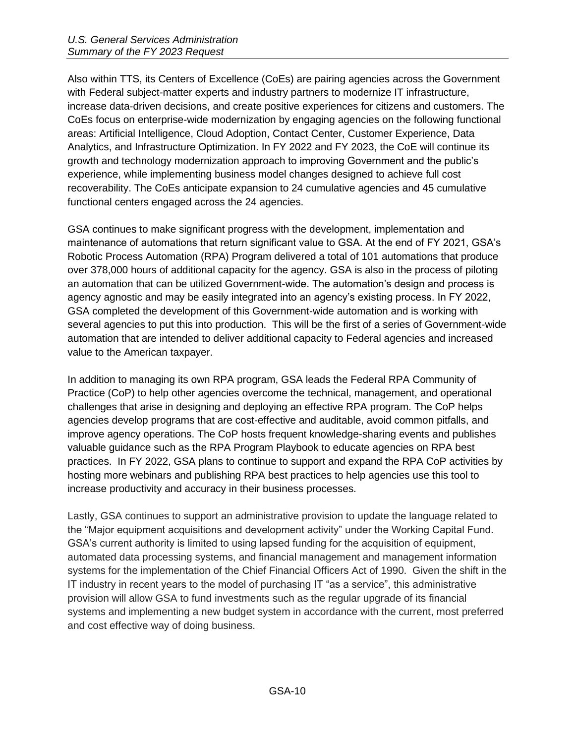Also within TTS, its Centers of Excellence (CoEs) are pairing agencies across the Government with Federal subject-matter experts and industry partners to modernize IT infrastructure, increase data-driven decisions, and create positive experiences for citizens and customers. The CoEs focus on enterprise-wide modernization by engaging agencies on the following functional areas: Artificial Intelligence, Cloud Adoption, Contact Center, Customer Experience, Data Analytics, and Infrastructure Optimization. In FY 2022 and FY 2023, the CoE will continue its growth and technology modernization approach to improving Government and the public's experience, while implementing business model changes designed to achieve full cost recoverability. The CoEs anticipate expansion to 24 cumulative agencies and 45 cumulative functional centers engaged across the 24 agencies.

GSA continues to make significant progress with the development, implementation and maintenance of automations that return significant value to GSA. At the end of FY 2021, GSA's Robotic Process Automation (RPA) Program delivered a total of 101 automations that produce over 378,000 hours of additional capacity for the agency. GSA is also in the process of piloting an automation that can be utilized Government-wide. The automation's design and process is agency agnostic and may be easily integrated into an agency's existing process. In FY 2022, GSA completed the development of this Government-wide automation and is working with several agencies to put this into production. This will be the first of a series of Government-wide automation that are intended to deliver additional capacity to Federal agencies and increased value to the American taxpayer.

In addition to managing its own RPA program, GSA leads the Federal RPA Community of Practice (CoP) to help other agencies overcome the technical, management, and operational challenges that arise in designing and deploying an effective RPA program. The CoP helps agencies develop programs that are cost-effective and auditable, avoid common pitfalls, and improve agency operations. The CoP hosts frequent knowledge-sharing events and publishes valuable guidance such as the RPA Program Playbook to educate agencies on RPA best practices. In FY 2022, GSA plans to continue to support and expand the RPA CoP activities by hosting more webinars and publishing RPA best practices to help agencies use this tool to increase productivity and accuracy in their business processes.

Lastly, GSA continues to support an administrative provision to update the language related to the "Major equipment acquisitions and development activity" under the Working Capital Fund. GSA's current authority is limited to using lapsed funding for the acquisition of equipment, automated data processing systems, and financial management and management information systems for the implementation of the Chief Financial Officers Act of 1990. Given the shift in the IT industry in recent years to the model of purchasing IT "as a service", this administrative provision will allow GSA to fund investments such as the regular upgrade of its financial systems and implementing a new budget system in accordance with the current, most preferred and cost effective way of doing business.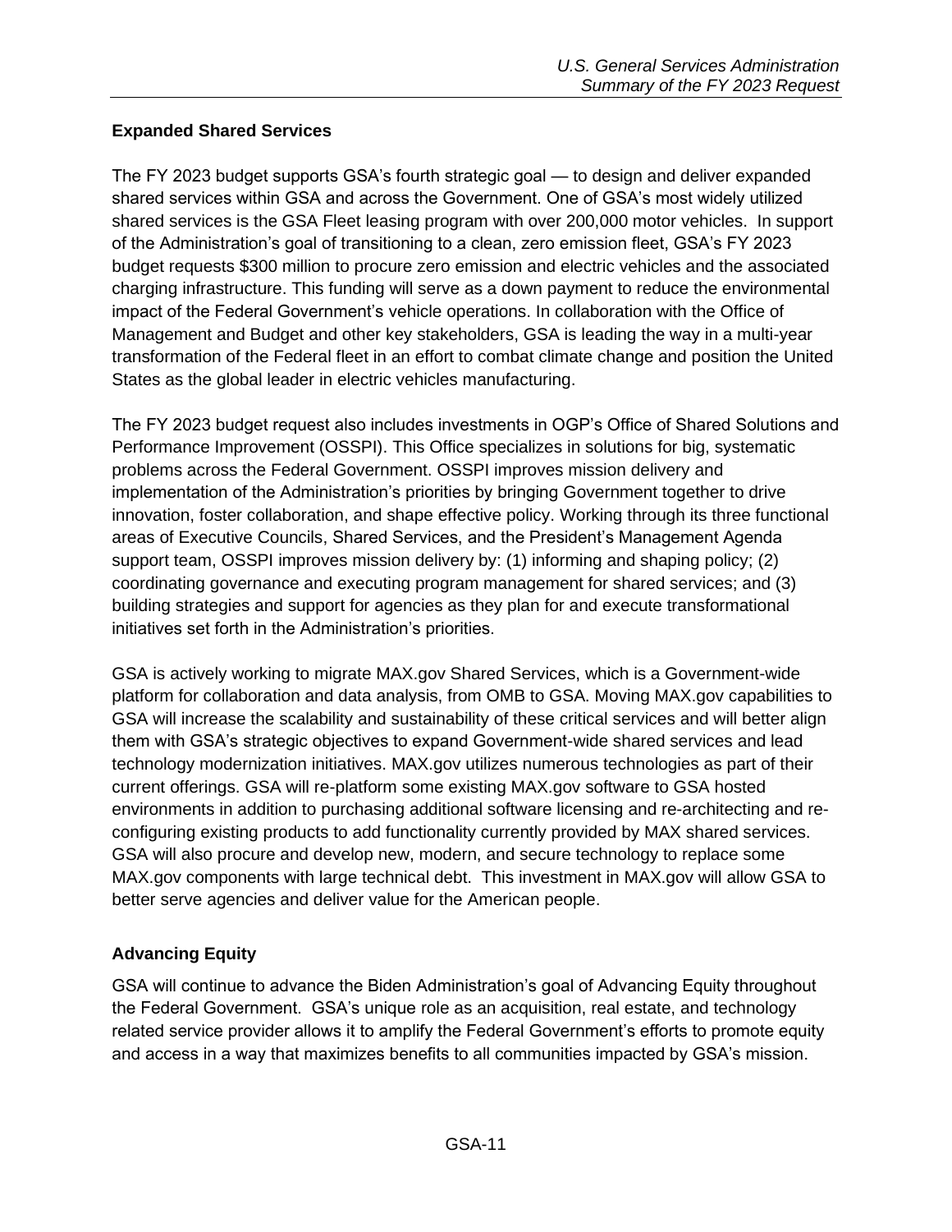## Expanded Shared Services

The FY 2023 budget supports GSA's fourth strategic goal — to design and deliver expanded shared services within GSA and across the Government. One of GSA's most widely utilized shared services is the GSA Fleet leasing program with over 200,000 motor vehicles. In support of the Administration's goal of transitioning to a clean, zero emission fleet, GSA's FY 2023 budget requests $300 million to procure zero emission and electric vehicles and the associated charging infrastructure. This funding will serve as a down payment to reduce the environmental impact of the Federal Government's vehicle operations. In collaboration with the Office of Management and Budget and other key stakeholders, GSA is leading the way in a multi-year transformation of the Federal fleet in an effort to combat climate change and position the United States as the global leader in electric vehicles manufacturing.

The FY 2023 budget request also includes investments in OGP's Office of Shared Solutions and Performance Improvement (OSSPI). This Office specializes in solutions for big, systematic problems across the Federal Government. OSSPI improves mission delivery and implementation of the Administration's priorities by bringing Government together to drive innovation, foster collaboration, and shape effective policy. Working through its three functional areas of Executive Councils, Shared Services, and the President's Management Agenda support team, OSSPI improves mission delivery by: (1) informing and shaping policy; (2) coordinating governance and executing program management for shared services; and (3) building strategies and support for agencies as they plan for and execute transformational initiatives set forth in the Administration's priorities.

GSA is actively working to migrate MAX.gov Shared Services, which is a Government-wide platform for collaboration and data analysis, from OMB to GSA. Moving MAX.gov capabilities to GSA will increase the scalability and sustainability of these critical services and will better align them with GSA's strategic objectives to expand Government-wide shared services and lead technology modernization initiatives. MAX.gov utilizes numerous technologies as part of their current offerings. GSA will re-platform some existing MAX.gov software to GSA hosted environments in addition to purchasing additional software licensing and re-architecting and re-configuring existing products to add functionality currently provided by MAX shared services. GSA will also procure and develop new, modern, and secure technology to replace some MAX.gov components with large technical debt. This investment in MAX.gov will allow GSA to better serve agencies and deliver value for the American people.

## Advancing Equity

GSA will continue to advance the Biden Administration's goal of Advancing Equity throughout the Federal Government. GSA's unique role as an acquisition, real estate, and technology related service provider allows it to amplify the Federal Government's efforts to promote equity and access in a way that maximizes benefits to all communities impacted by GSA's mission.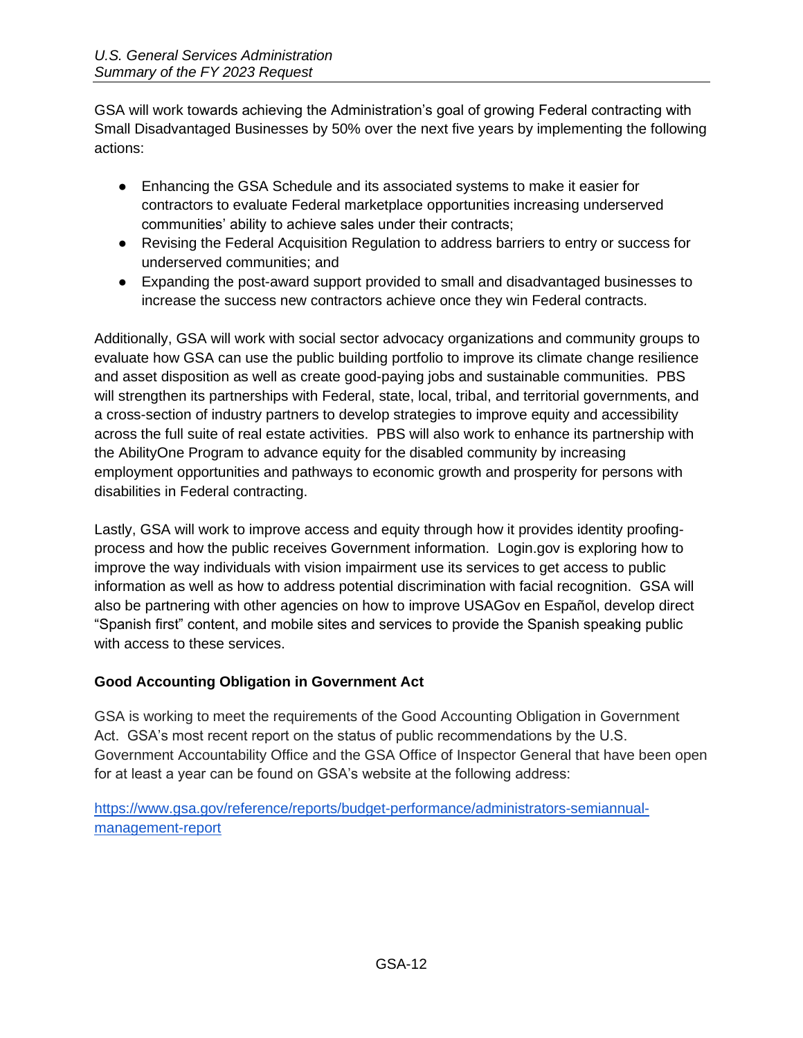GSA will work towards achieving the Administration's goal of growing Federal contracting with Small Disadvantaged Businesses by 50% over the next five years by implementing the following actions:

- Enhancing the GSA Schedule and its associated systems to make it easier for contractors to evaluate Federal marketplace opportunities increasing underserved communities' ability to achieve sales under their contracts;
- Revising the Federal Acquisition Regulation to address barriers to entry or success for underserved communities; and
- Expanding the post-award support provided to small and disadvantaged businesses to increase the success new contractors achieve once they win Federal contracts.

Additionally, GSA will work with social sector advocacy organizations and community groups to evaluate how GSA can use the public building portfolio to improve its climate change resilience and asset disposition as well as create good-paying jobs and sustainable communities. PBS will strengthen its partnerships with Federal, state, local, tribal, and territorial governments, and a cross-section of industry partners to develop strategies to improve equity and accessibility across the full suite of real estate activities. PBS will also work to enhance its partnership with the AbilityOne Program to advance equity for the disabled community by increasing employment opportunities and pathways to economic growth and prosperity for persons with disabilities in Federal contracting.

Lastly, GSA will work to improve access and equity through how it provides identity proofing-process and how the public receives Government information. Login.gov is exploring how to improve the way individuals with vision impairment use its services to get access to public information as well as how to address potential discrimination with facial recognition. GSA will also be partnering with other agencies on how to improve USAGov en Español, develop direct "Spanish first" content, and mobile sites and services to provide the Spanish speaking public with access to these services.

**Good Accounting Obligation in Government Act**

GSA is working to meet the requirements of the Good Accounting Obligation in Government Act. GSA's most recent report on the status of public recommendations by the U.S. Government Accountability Office and the GSA Office of Inspector General that have been open for at least a year can be found on GSA's website at the following address:

[https://www.gsa.gov/reference/reports/budget-performance/administrators-semiannual-management-report](https://www.gsa.gov/reference/reports/budget-performance/administrators-semiannual-management-report)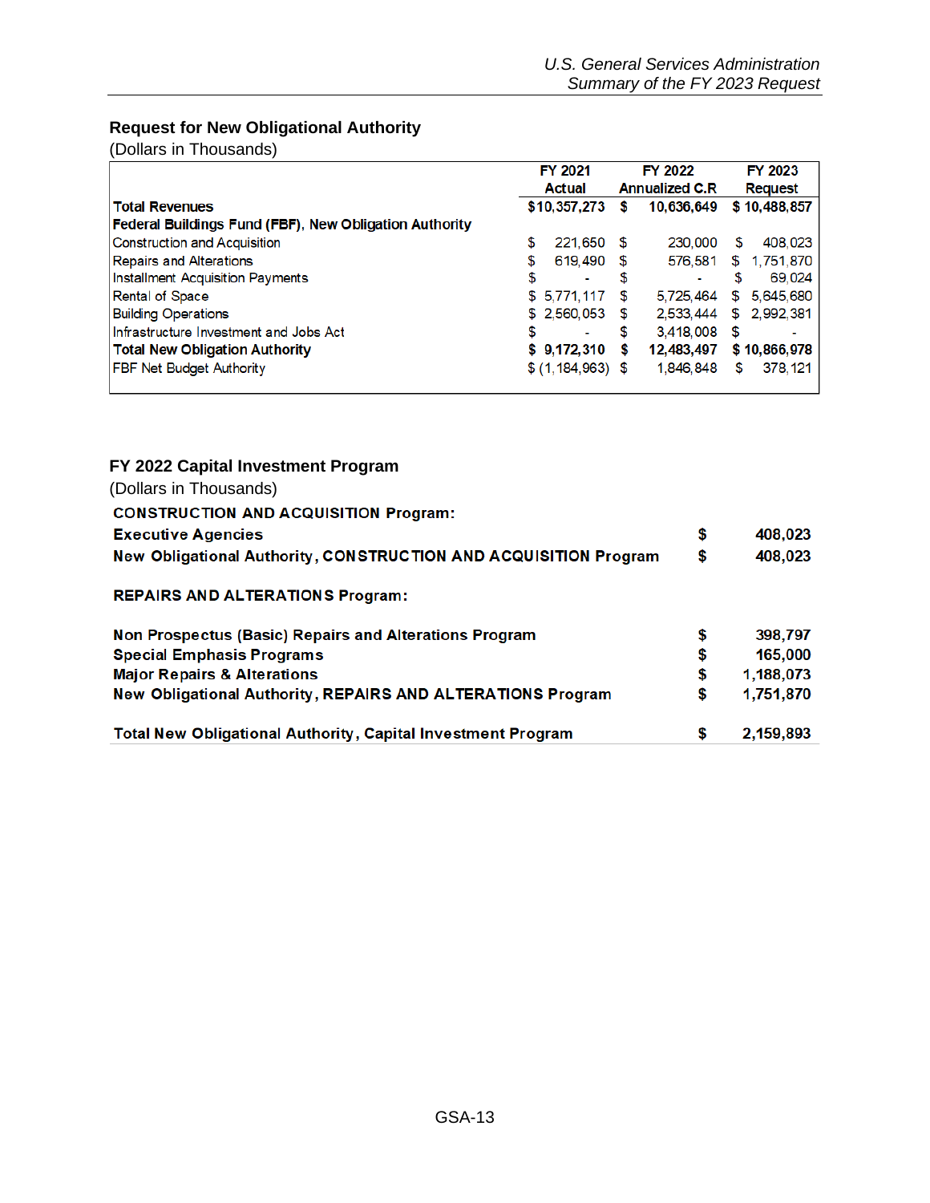## Request for New Obligational Authority

(Dollars in Thousands)

| | FY 2021 Actual | FY 2022 Annualized C.R | FY 2023 Request |
|---|---|---|---|
| **Total Revenues** | **$10,357,273** | **$ 10,636,649** | **$ 10,488,857** |
| **Federal Buildings Fund (FBF), New Obligation Authority** | | | |
| Construction and Acquisition | $ 221,650 | $ 230,000 | $ 408,023 |
| Repairs and Alterations | $ 619,490 | $ 576,581 | $ 1,751,870 |
| Installment Acquisition Payments | $ - | $ - | $ 69,024 |
| Rental of Space | $ 5,771,117 | $ 5,725,464 | $ 5,645,680 |
| Building Operations | $ 2,560,053 | $ 2,533,444 | $ 2,992,381 |
| Infrastructure Investment and Jobs Act | $ - | $ 3,418,008 | $ - |
| **Total New Obligation Authority** | **$ 9,172,310** | **$ 12,483,497** | **$ 10,866,978** |
| FBF Net Budget Authority | $ (1,184,963) | $ 1,846,848 | $ 378,121 |

## FY 2022 Capital Investment Program

(Dollars in Thousands)

| | |
|---|---|
| **CONSTRUCTION AND ACQUISITION Program:** | |
| **Executive Agencies** | **$ 408,023** |
| **New Obligational Authority, CONSTRUCTION AND ACQUISITION Program** | **$ 408,023** |
| | |
| **REPAIRS AND ALTERATIONS Program:** | |
| | |
| **Non Prospectus (Basic) Repairs and Alterations Program** | **$ 398,797** |
| **Special Emphasis Programs** | **$ 165,000** |
| **Major Repairs & Alterations** | **$ 1,188,073** |
| **New Obligational Authority, REPAIRS AND ALTERATIONS Program** | **$ 1,751,870** |
| | |
| **Total New Obligational Authority, Capital Investment Program** | **$ 2,159,893** |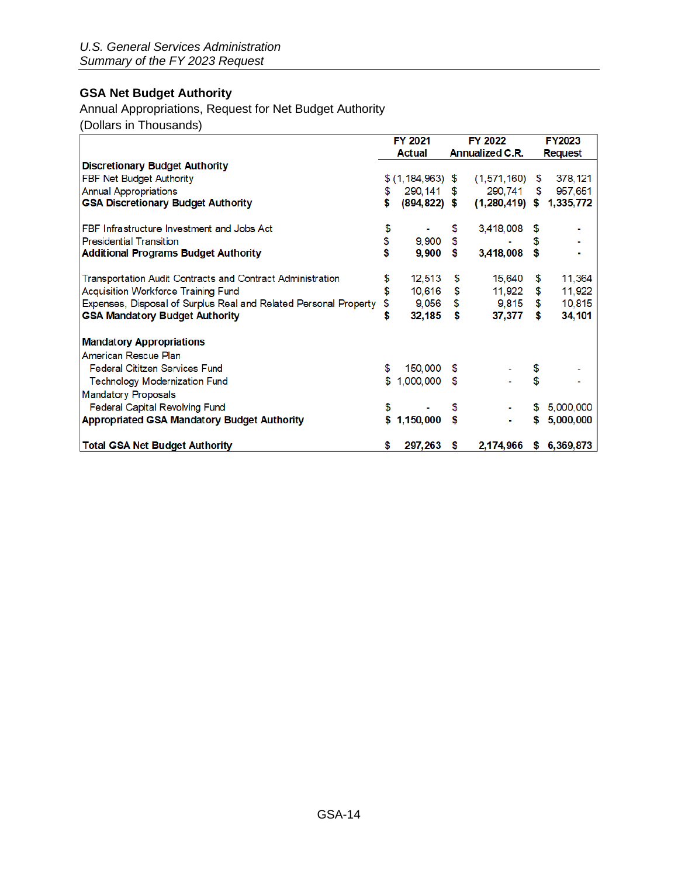## GSA Net Budget Authority

Annual Appropriations, Request for Net Budget Authority
(Dollars in Thousands)

| | FY 2021 Actual | FY 2022 Annualized C.R. | FY2023 Request |
|---|---|---|---|
| **Discretionary Budget Authority** | | | |
| FBF Net Budget Authority | $ (1,184,963) | $ (1,571,160) | $ 378,121 |
| Annual Appropriations | $ 290,141 | $ 290,741 | $ 957,651 |
| **GSA Discretionary Budget Authority** | **$ (894,822)** | **$ (1,280,419)** | **$ 1,335,772** |
| | | | |
| FBF Infrastructure Investment and Jobs Act | $ - | $ 3,418,008 | $ - |
| Presidential Transition | $ 9,900 | $ - | $ - |
| **Additional Programs Budget Authority** | **$ 9,900** | **$ 3,418,008** | **$ -** |
| | | | |
| Transportation Audit Contracts and Contract Administration | $ 12,513 | $ 15,640 | $ 11,364 |
| Acquisition Workforce Training Fund | $ 10,616 | $ 11,922 | $ 11,922 |
| Expenses, Disposal of Surplus Real and Related Personal Property | $ 9,056 | $ 9,815 | $ 10,815 |
| **GSA Mandatory Budget Authority** | **$ 32,185** | **$ 37,377** | **$ 34,101** |
| | | | |
| **Mandatory Appropriations** | | | |
| American Rescue Plan | | | |
| Federal Cititzen Services Fund | $ 150,000 | $ - | $ - |
| Technology Modernization Fund | $ 1,000,000 | $ - | $ - |
| Mandatory Proposals | | | |
| Federal Capital Revolving Fund | $ - | $ - | $ 5,000,000 |
| **Appropriated GSA Mandatory Budget Authority** | **$ 1,150,000** | **$ -** | **$ 5,000,000** |
| | | | |
| **Total GSA Net Budget Authority** | **$ 297,263** | **$ 2,174,966** | **$ 6,369,873** |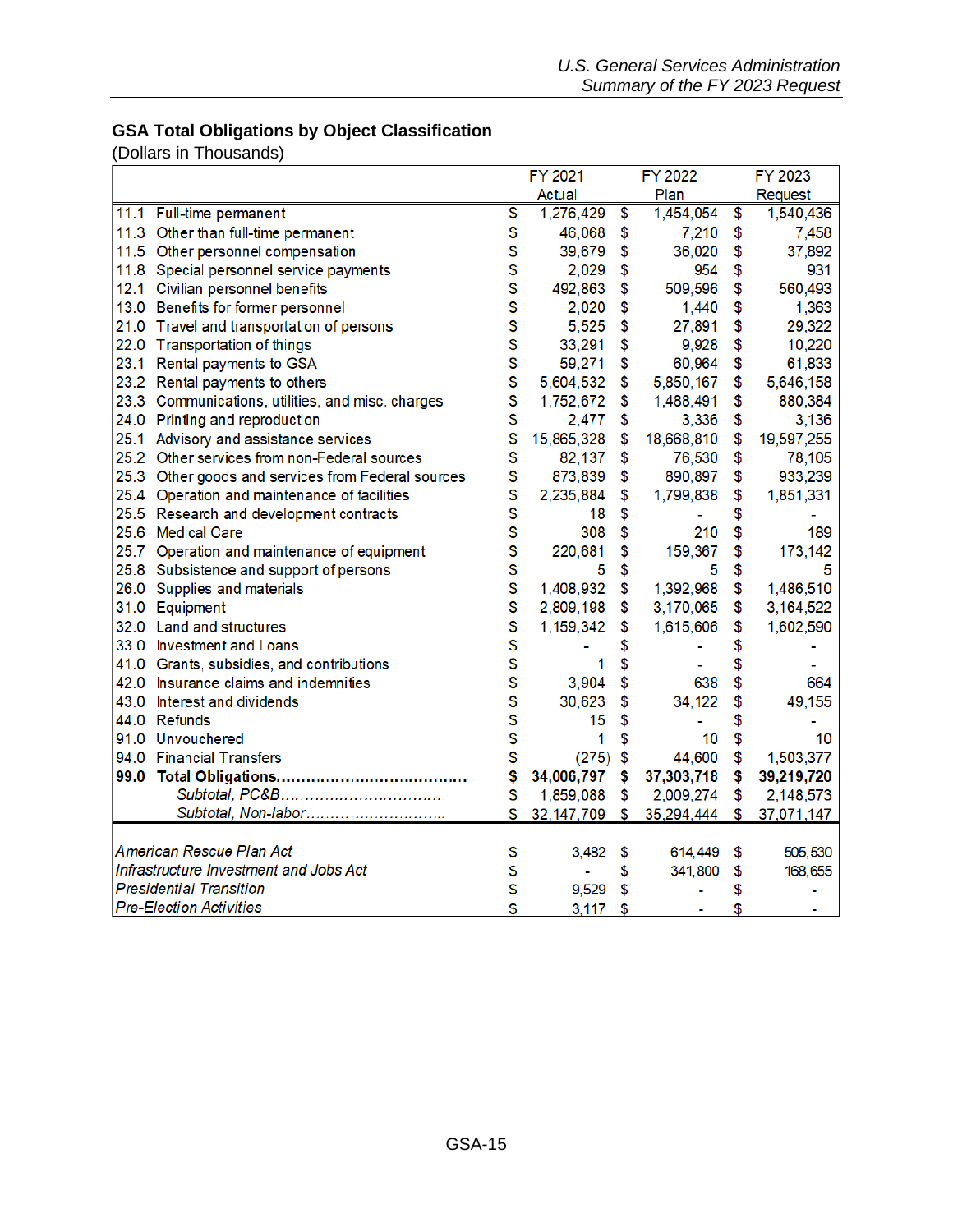## GSA Total Obligations by Object Classification

(Dollars in Thousands)

| | | FY 2021 Actual | FY 2022 Plan | FY 2023 Request |
|---|---|---|---|---|
| 11.1 | Full-time permanent | $ 1,276,429 | $ 1,454,054 | $ 1,540,436 |
| 11.3 | Other than full-time permanent | $ 46,068 | $ 7,210 | $ 7,458 |
| 11.5 | Other personnel compensation | $ 39,679 | $ 36,020 | $ 37,892 |
| 11.8 | Special personnel service payments | $ 2,029 | $ 954 | $ 931 |
| 12.1 | Civilian personnel benefits | $ 492,863 | $ 509,596 | $ 560,493 |
| 13.0 | Benefits for former personnel | $ 2,020 | $ 1,440 | $ 1,363 |
| 21.0 | Travel and transportation of persons | $ 5,525 | $ 27,891 | $ 29,322 |
| 22.0 | Transportation of things | $ 33,291 | $ 9,928 | $ 10,220 |
| 23.1 | Rental payments to GSA | $ 59,271 | $ 60,964 | $ 61,833 |
| 23.2 | Rental payments to others | $ 5,604,532 | $ 5,850,167 | $ 5,646,158 |
| 23.3 | Communications, utilities, and misc. charges | $ 1,752,672 | $ 1,488,491 | $ 880,384 |
| 24.0 | Printing and reproduction | $ 2,477 | $ 3,336 | $ 3,136 |
| 25.1 | Advisory and assistance services | $ 15,865,328 | $ 18,668,810 | $ 19,597,255 |
| 25.2 | Other services from non-Federal sources | $ 82,137 | $ 76,530 | $ 78,105 |
| 25.3 | Other goods and services from Federal sources | $ 873,839 | $ 890,897 | $ 933,239 |
| 25.4 | Operation and maintenance of facilities | $ 2,235,884 | $ 1,799,838 | $ 1,851,331 |
| 25.5 | Research and development contracts | $ 18 | $ - | $ - |
| 25.6 | Medical Care | $ 308 | $ 210 | $ 189 |
| 25.7 | Operation and maintenance of equipment | $ 220,681 | $ 159,367 | $ 173,142 |
| 25.8 | Subsistence and support of persons | $ 5 | $ 5 | $ 5 |
| 26.0 | Supplies and materials | $ 1,408,932 | $ 1,392,968 | $ 1,486,510 |
| 31.0 | Equipment | $ 2,809,198 | $ 3,170,065 | $ 3,164,522 |
| 32.0 | Land and structures | $ 1,159,342 | $ 1,615,606 | $ 1,602,590 |
| 33.0 | Investment and Loans | $ - | $ - | $ - |
| 41.0 | Grants, subsidies, and contributions | $ 1 | $ - | $ - |
| 42.0 | Insurance claims and indemnities | $ 3,904 | $ 638 | $ 664 |
| 43.0 | Interest and dividends | $ 30,623 | $ 34,122 | $ 49,155 |
| 44.0 | Refunds | $ 15 | $ - | $ - |
| 91.0 | Unvouchered | $ 1 | $ 10 | $ 10 |
| 94.0 | Financial Transfers | $ (275) | $ 44,600 | $ 1,503,377 |
| **99.0** | **Total Obligations** | **$ 34,006,797** | **$ 37,303,718** | **$ 39,219,720** |
| | *Subtotal, PC&B* | $ 1,859,088 | $ 2,009,274 | $ 2,148,573 |
| | *Subtotal, Non-labor* | $ 32,147,709 | $ 35,294,444 | $ 37,071,147 |
| | | | | |
| *American Rescue Plan Act* | | $ 3,482 | $ 614,449 | $ 505,530 |
| *Infrastructure Investment and Jobs Act* | | $ - | $ 341,800 | $ 168,655 |
| *Presidential Transition* | | $ 9,529 | $ - | $ - |
| *Pre-Election Activities* | | $ 3,117 | $ - | $ - |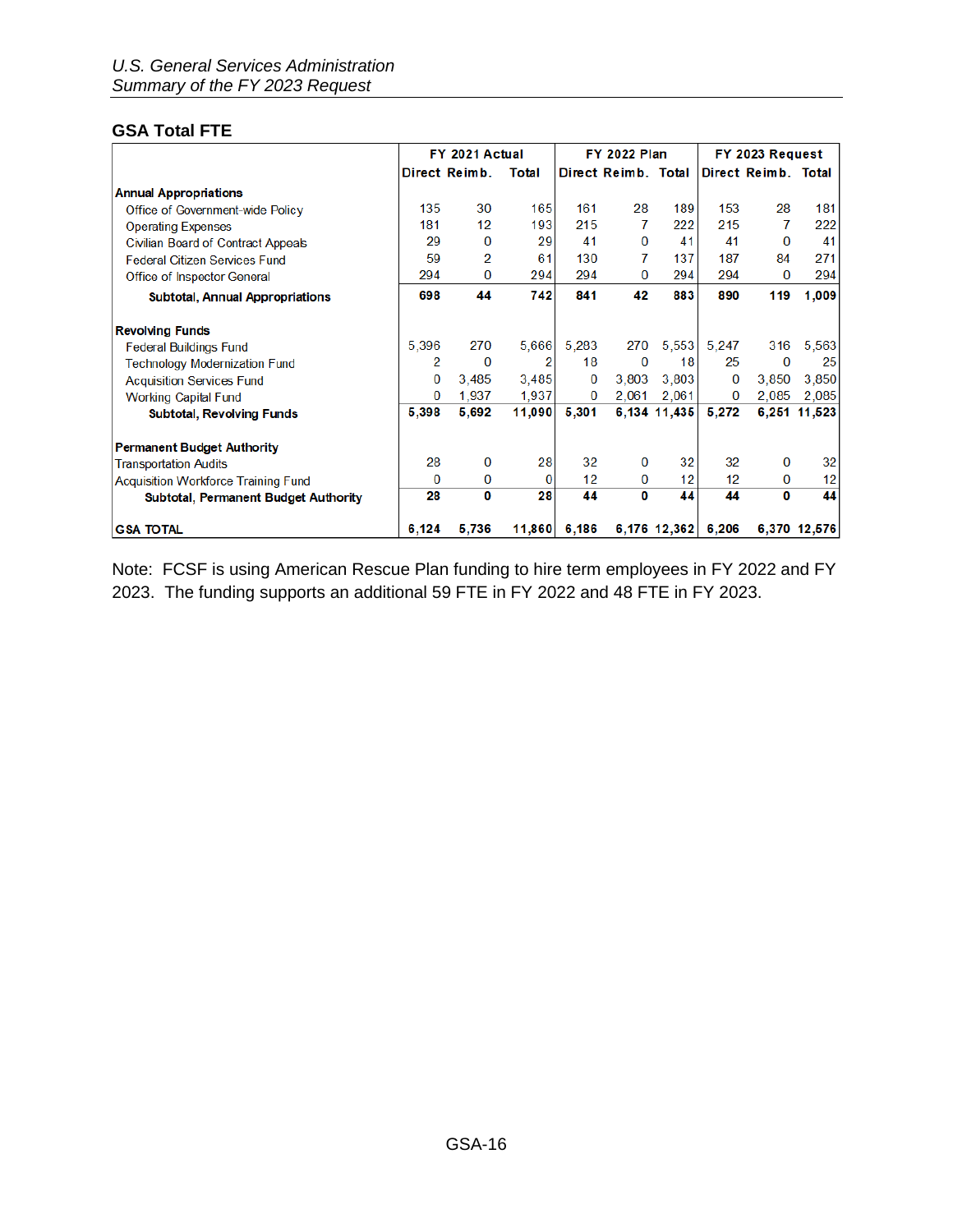## GSA Total FTE

| | FY 2021 Actual | | | FY 2022 Plan | | | FY 2023 Request | | |
|---|---|---|---|---|---|---|---|---|---|
| | Direct | Reimb. | Total | Direct | Reimb. | Total | Direct | Reimb. | Total |
| **Annual Appropriations** | | | | | | | | | |
| Office of Government-wide Policy | 135 | 30 | 165 | 161 | 28 | 189 | 153 | 28 | 181 |
| Operating Expenses | 181 | 12 | 193 | 215 | 7 | 222 | 215 | 7 | 222 |
| Civilian Board of Contract Appeals | 29 | 0 | 29 | 41 | 0 | 41 | 41 | 0 | 41 |
| Federal Citizen Services Fund | 59 | 2 | 61 | 130 | 7 | 137 | 187 | 84 | 271 |
| Office of Inspector General | 294 | 0 | 294 | 294 | 0 | 294 | 294 | 0 | 294 |
| **Subtotal, Annual Appropriations** | **698** | **44** | **742** | **841** | **42** | **883** | **890** | **119** | **1,009** |
| **Revolving Funds** | | | | | | | | | |
| Federal Buildings Fund | 5,396 | 270 | 5,666 | 5,283 | 270 | 5,553 | 5,247 | 316 | 5,563 |
| Technology Modernization Fund | 2 | 0 | 2 | 18 | 0 | 18 | 25 | 0 | 25 |
| Acquisition Services Fund | 0 | 3,485 | 3,485 | 0 | 3,803 | 3,803 | 0 | 3,850 | 3,850 |
| Working Capital Fund | 0 | 1,937 | 1,937 | 0 | 2,061 | 2,061 | 0 | 2,085 | 2,085 |
| **Subtotal, Revolving Funds** | **5,398** | **5,692** | **11,090** | **5,301** | **6,134** | **11,435** | **5,272** | **6,251** | **11,523** |
| **Permanent Budget Authority** | | | | | | | | | |
| Transportation Audits | 28 | 0 | 28 | 32 | 0 | 32 | 32 | 0 | 32 |
| Acquisition Workforce Training Fund | 0 | 0 | 0 | 12 | 0 | 12 | 12 | 0 | 12 |
| **Subtotal, Permanent Budget Authority** | **28** | **0** | **28** | **44** | **0** | **44** | **44** | **0** | **44** |
| **GSA TOTAL** | **6,124** | **5,736** | **11,860** | **6,186** | **6,176** | **12,362** | **6,206** | **6,370** | **12,576** |

Note: FCSF is using American Rescue Plan funding to hire term employees in FY 2022 and FY 2023. The funding supports an additional 59 FTE in FY 2022 and 48 FTE in FY 2023.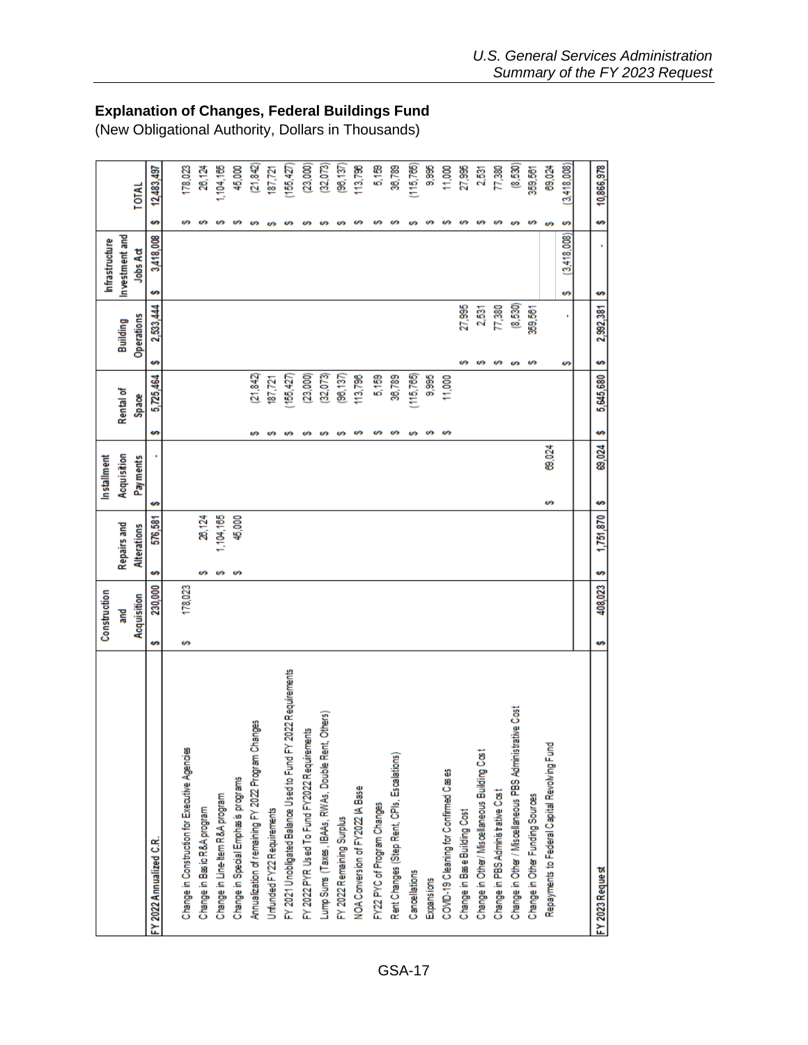## Explanation of Changes, Federal Buildings Fund

(New Obligational Authority, Dollars in Thousands)

| | Construction and Acquisition | Repairs and Alterations | Installment Acquisition Payments | Rental of Space | Building Operations | Infrastructure Investment and Jobs Act | TOTAL |
|---|---|---|---|---|---|---|---|
| FY 2022 Annualized C.R. | $ 230,000 | $ 576,581 | $ - | $ 5,725,464 | $ 2,533,444 | $ 3,418,008 | $ 12,483,497 |
| Change in Construction for Executive Agencies | $ 178,023 | | | | | | $ 178,023 |
| Change in Basic R&A program | | $ 26,124 | | | | | $ 26,124 |
| Change in Line-Item R&A program | | $ 1,104,165 | | | | | $ 1,104,165 |
| Change in Special Emphasis programs | | $ 45,000 | | | | | $ 45,000 |
| Annualization of remaining FY 2022 Program Changes | | | | $ (21,842) | | | $ (21,842) |
| Unfunded FY22 Requirements | | | | $ 187,721 | | | $ 187,721 |
| FY 2021 Unobligated Balance Used to Fund FY 2022 Requirements | | | | $ (155,427) | | | $ (155,427) |
| FY 2022 PYR Used To Fund FY2022 Requirements | | | | $ (23,000) | | | $ (23,000) |
| Lump Sums (Taxes, IBAAs, RWAs, Double Rent, Others) | | | | $ (32,073) | | | $ (32,073) |
| FY 2022 Remaining Surplus | | | | $ (98,137) | | | $ (98,137) |
| NOA Conversion of FY2022 IA Base | | | | $ 113,798 | | | $ 113,798 |
| FY22 PYC of Program Changes | | | | $ 5,159 | | | $ 5,159 |
| Rent Changes (Step Rent, CPIs, Escalations) | | | | $ 36,789 | | | $ 36,789 |
| Cancellations | | | | $ (115,765) | | | $ (115,765) |
| Expansions | | | | $ 9,995 | | | $ 9,995 |
| COVID-19 Cleaning for Confirmed Cases | | | | $ 11,000 | | | $ 11,000 |
| Change in Base Building Cost | | | | | $ 27,995 | | $ 27,995 |
| Change in Other/ Miscellaneous Building Cost | | | | | $ 2,531 | | $ 2,531 |
| Change in PBS Administrative Cost | | | | | $ 77,380 | | $ 77,380 |
| Change in Other / Miscellaneous PBS Administrative Cost | | | | | $ (8,530) | | $ (8,530) |
| Change in Other Funding Sources | | | | | $ 359,561 | | $ 359,561 |
| Repayments to Federal Capital Revolving Fund | | | $ 69,024 | | | | $ 69,024 |
| | | | | | $ - | $ (3,418,008) | $ (3,418,008) |
| FY 2023 Request | $ 408,023 | $ 1,751,870 | $ 69,024 | $ 5,645,680 | $ 2,992,381 | $ - | $ 10,866,978 |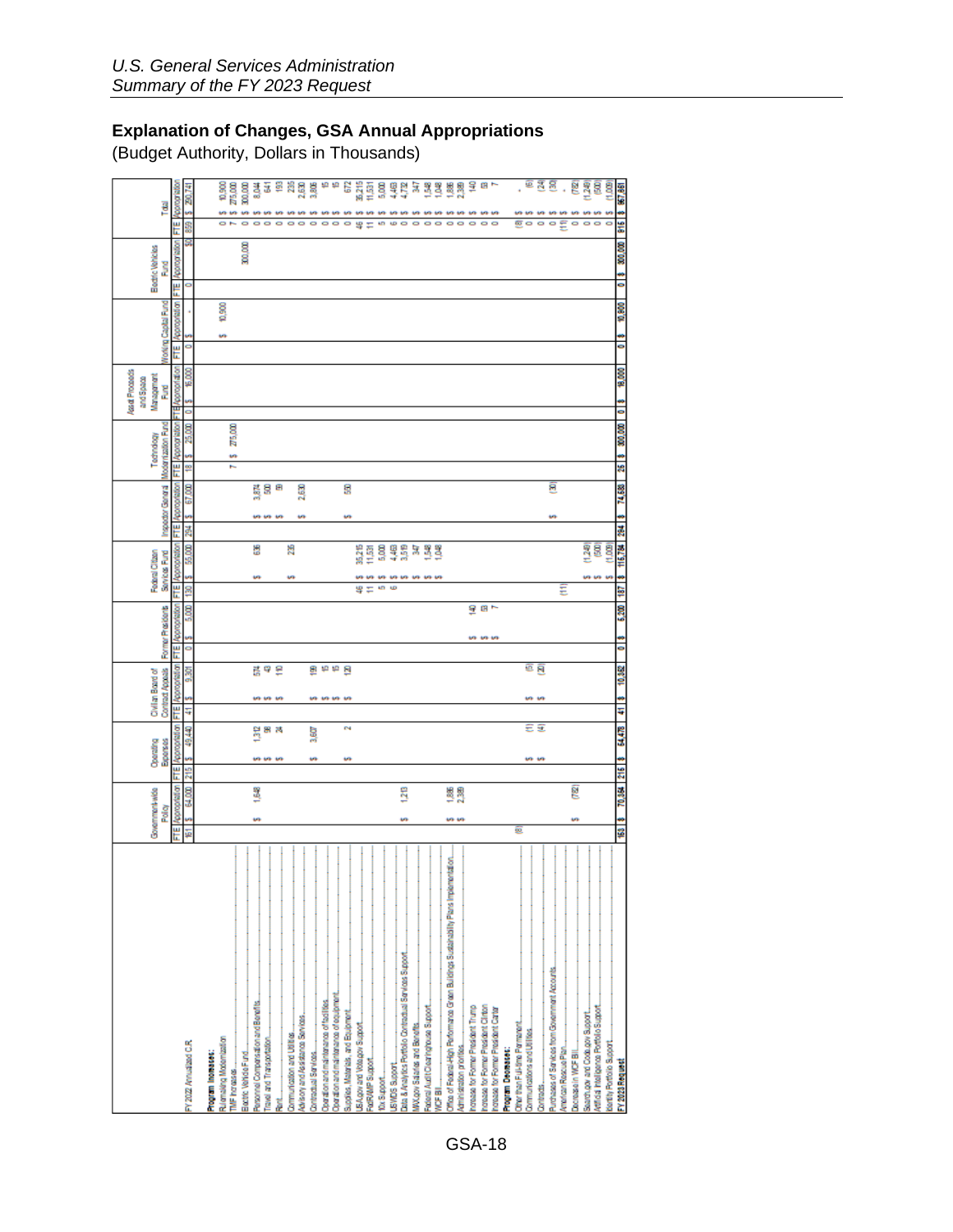## Explanation of Changes, GSA Annual Appropriations

(Budget Authority, Dollars in Thousands)

| | Government-wide Policy | | Operating Expenses | | Civilian Board of Contract Appeals | | Former Presidents | | Federal Citizen Services Fund | | Inspector General | | Technology Modernization Fund | | Asset Proceeds and Space Management Fund | | Working Capital Fund | | Electric Vehicles Fund | | Total | |
|---|---|---|---|---|---|---|---|---|---|---|---|---|---|---|---|---|---|---|---|---|---|---|
| | FTE | Appropriation | FTE | Appropriation | FTE | Appropriation | FTE | Appropriation | FTE | Appropriation | FTE | Appropriation | FTE | Appropriation | FTE | Appropriation | FTE | Appropriation | FTE | Appropriation | FTE | Appropriation |
| FY 2022 Annualized C.R. | 161 | $ 64,000 | 215 | $ 49,440 | 41 | $ 9,301 | 0 | $ 5,000 | 130 | $ 55,000 | 294 | $ 67,000 | 18 | $ 25,000 | 0 | $ 16,000 | 0 | $ - | 0 | | 859 | $ 290,741 |
| **Program Increases:** | | | | | | | | | | | | | | | | | | | | | | |
| Rulemaking Modernization | | | | | | | | | | | | | | | | | | $ 10,900 | | | 0 | $ 10,900 |
| TMF Increases | | | | | | | | | | | | | 7 | $ 275,000 | | | | | | | 7 | $ 275,000 |
| Electric Vehicle Fund | | | | | | | | | | | | | | | | | | | | 300,000 | 0 | $ 300,000 |
| Personnel Compensation and Benefits | | $ 1,648 | | $ 1,312 | | $ 574 | | | | $ 636 | | $ 3,874 | | | | | | | | | 0 | $ 8,044 |
| Travel and Transportation | | | | $ 98 | | $ 43 | | | | | | $ 500 | | | | | | | | | 0 | $ 641 |
| Rent | | | | $ 24 | | $ 110 | | | | | | $ 59 | | | | | | | | | 0 | $ 193 |
| Communication and Utilities | | | | | | | | | | $ 235 | | | | | | | | | | | 0 | $ 235 |
| Advisory and Assistance Services | | | | | | | | | | | | $ 2,630 | | | | | | | | | 0 | $ 2,630 |
| Contractual Services | | | | $ 3,607 | | $ 199 | | | | | | | | | | | | | | | 0 | $ 3,806 |
| Operation and maintenance of facilities | | | | | | $ 15 | | | | | | | | | | | | | | | 0 | $ 15 |
| Operation and maintenance of equipment | | | | | | $ 15 | | | | | | | | | | | | | | | 0 | $ 15 |
| Supplies, Materials, and Equipment | | | | $ 2 | | $ 120 | | | | | | $ 550 | | | | | | | | | 0 | $ 672 |
| USAgov and Vote.gov Support | | | | | | | | | 46 | $ 35,215 | | | | | | | | | | | 46 | $ 35,215 |
| FedRAMP Support | | | | | | | | | 11 | $ 11,531 | | | | | | | | | | | 11 | $ 11,531 |
| 10x Support | | | | | | | | | 5 | $ 5,000 | | | | | | | | | | | 5 | $ 5,000 |
| USWDS Support | | | | | | | | | 5 | $ 4,463 | | | | | | | | | | | 5 | $ 4,463 |
| Data & Analytics Portfolio Contractual Services Support | | $ 1,213 | | | | | | | 6 | $ 3,519 | | | | | | | | | | | 6 | $ 4,732 |
| MAX.gov Salaries and Benefits | | | | | | | | | | $ 347 | | | | | | | | | | | 0 | $ 347 |
| Federal Audit Clearinghouse Support | | | | | | | | | | $ 1,548 | | | | | | | | | | | 0 | $ 1,548 |
| WCF Bill | | | | | | | | | | $ 1,048 | | | | | | | | | | | 0 | $ 1,048 |
| Office of Federal High Performance Green Buildings Sustainability Plans Implementation | | $ 1,886 | | | | | | | | | | | | | | | | | | | 0 | $ 1,886 |
| Administration priorities | | $ 2,389 | | | | | | | | | | | | | | | | | | | 0 | $ 2,389 |
| Increase for Former President Trump | | | | | | | | $ 140 | | | | | | | | | | | | | 0 | $ 140 |
| Increase for Former President Clinton | | | | | | | | $ 63 | | | | | | | | | | | | | 0 | $ 63 |
| Increase for Former President Carter | | | | | | | | $ 7 | | | | | | | | | | | | | 0 | $ 7 |
| **Program Decreases:** | | | | | | | | | | | | | | | | | | | | | | |
| Other than Full-time Permanent | (8) | | | | | | | | | | | | | | | | | | | | (8) | $ - |
| Communications and Utilities | | | | $ (1) | | $ (5) | | | | | | | | | | | | | | | 0 | $ (6) |
| Contracts | | | | $ (4) | | $ (20) | | | | | | | | | | | | | | | 0 | $ (24) |
| Purchases of Services from Government Accounts | | | | | | | | | | | | $ (30) | | | | | | | | | 0 | $ (30) |
| American Rescue Plan | | | | | | | | | (11) | | | | | | | | | | | | (11) | $ - |
| Decrease in WCF Bill | | $ (782) | | | | | | | | | | | | | | | | | | | 0 | $ (782) |
| Search.gov and Code.gov Support | | | | | | | | | | $ (1,249) | | | | | | | | | | | 0 | $ (1,249) |
| Artificial Intelligence Portfolio Support | | | | | | | | | | $ (500) | | | | | | | | | | | 0 | $ (500) |
| Identity Portfolio Support | | | | | | | | | | $ (1,009) | | | | | | | | | | | 0 | $ (1,009) |
| **FY 2023 Request** | 153 | $ 70,354 | 215 | $ 54,478 | 41 | $ 10,352 | 0 | $ 5,210 | 187 | $ 115,784 | 294 | $ 74,583 | 25 | $ 300,000 | 0 | $ 16,000 | 0 | $ 10,900 | 0 | $ 300,000 | 916 | $ 957,661 |